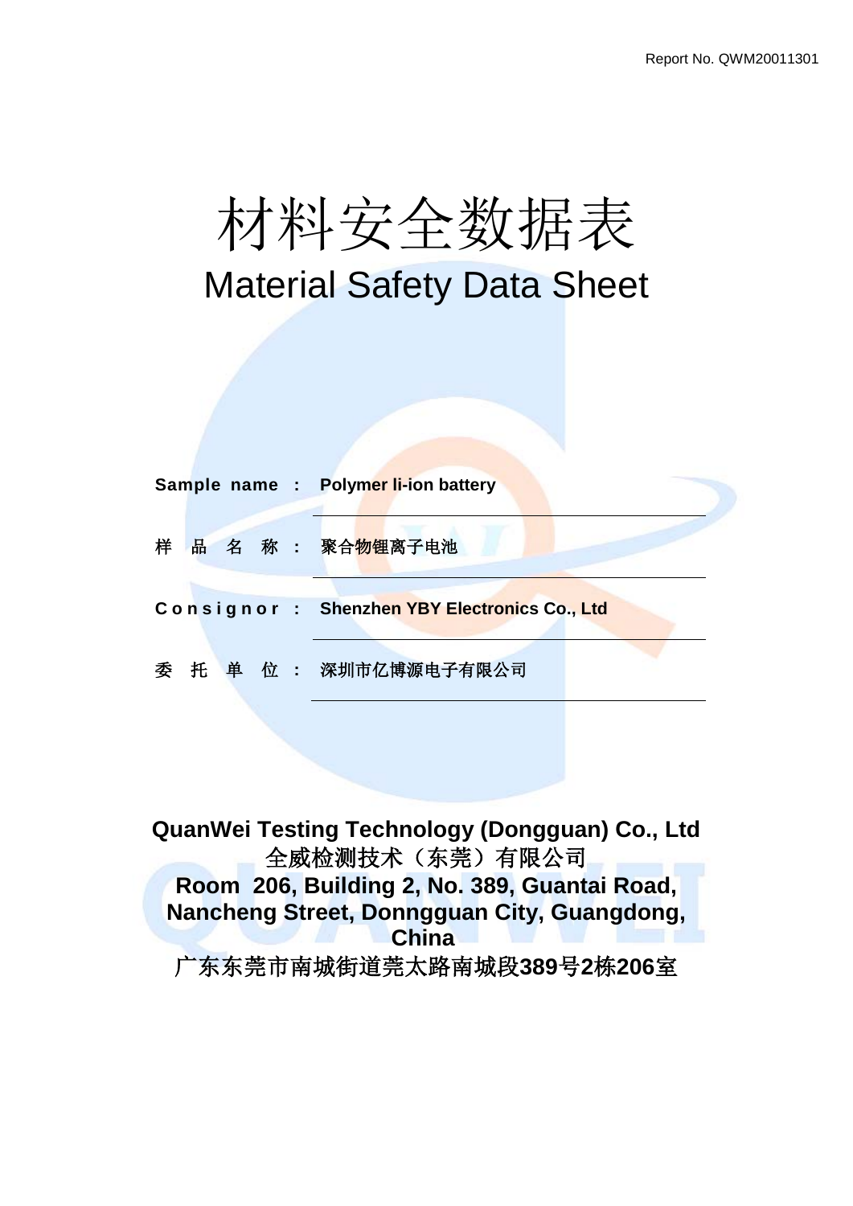Report No. QWM20011301

# 材料安全数据表

# Material Safety Data Sheet

| | | |
|---|---|---|
| **Sample name** | **:** | **Polymer li-ion battery** |
| 样 品 名 称 | : | 聚合物锂离子电池 |
| **Consignor** | **:** | **Shenzhen YBY Electronics Co., Ltd** |
| 委 托 单 位 | : | 深圳市亿博源电子有限公司 |

**QuanWei Testing Technology (Dongguan) Co., Ltd**

全威检测技术（东莞）有限公司

**Room 206, Building 2, No. 389, Guantai Road, Nancheng Street, Donngguan City, Guangdong, China**

广东东莞市南城街道莞太路南城段389号2栋206室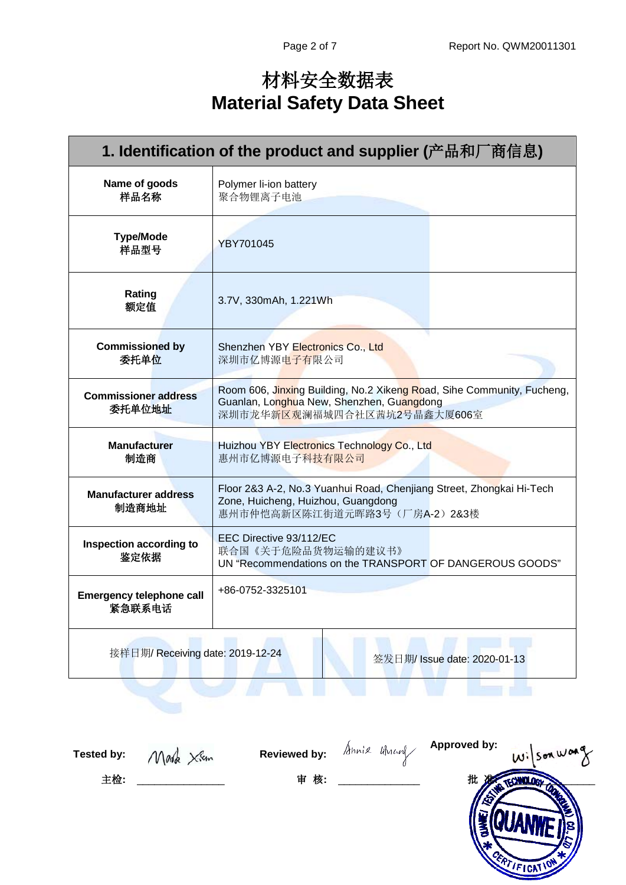# 材料安全数据表
# Material Safety Data Sheet

## 1. Identification of the product and supplier (产品和厂商信息)

| Field | Details |
|---|---|
| **Name of goods**<br>**样品名称** | Polymer li-ion battery<br>聚合物锂离子电池 |
| **Type/Mode**<br>**样品型号** | YBY701045 |
| **Rating**<br>**额定值** | 3.7V, 330mAh, 1.221Wh |
| **Commissioned by**<br>**委托单位** | Shenzhen YBY Electronics Co., Ltd<br>深圳市亿博源电子有限公司 |
| **Commissioner address**<br>**委托单位地址** | Room 606, Jinxing Building, No.2 Xikeng Road, Sihe Community, Fucheng, Guanlan, Longhua New, Shenzhen, Guangdong<br>深圳市龙华新区观澜福城四合社区茜坑2号晶鑫大厦606室 |
| **Manufacturer**<br>**制造商** | Huizhou YBY Electronics Technology Co., Ltd<br>惠州市亿博源电子科技有限公司 |
| **Manufacturer address**<br>**制造商地址** | Floor 2&3 A-2, No.3 Yuanhui Road, Chenjiang Street, Zhongkai Hi-Tech Zone, Huicheng, Huizhou, Guangdong<br>惠州市仲恺高新区陈江街道元晖路3号（厂房A-2）2&3楼 |
| **Inspection according to**<br>**鉴定依据** | EEC Directive 93/112/EC<br>联合国《关于危险品货物运输的建议书》<br>UN "Recommendations on the TRANSPORT OF DANGEROUS GOODS" |
| **Emergency telephone call**<br>**紧急联系电话** | +86-0752-3325101 |
| 接样日期/ Receiving date: 2019-12-24 | 签发日期/ Issue date: 2020-01-13 |

**Tested by:** Mark Xian
主检: ______________

**Reviewed by:** Annie Huang
审 核: ______________

**Approved by:** Wilson Wang
批 准: ______________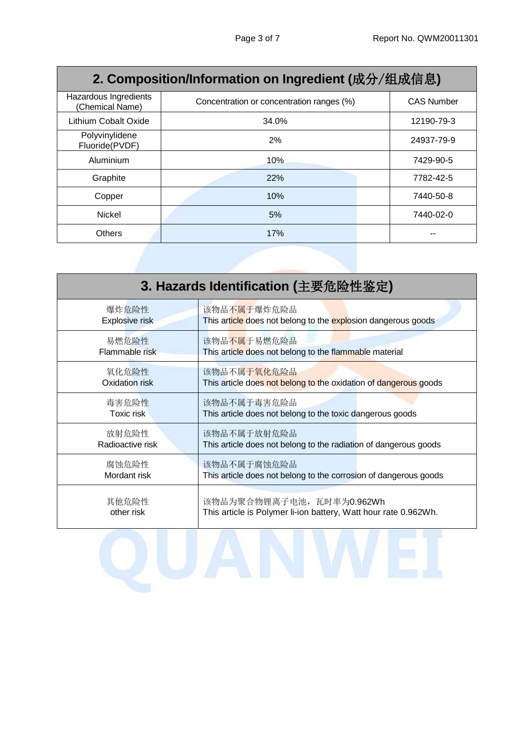## 2. Composition/Information on Ingredient (成分/组成信息)

| Hazardous Ingredients (Chemical Name) | Concentration or concentration ranges (%) | CAS Number |
|---|---|---|
| Lithium Cobalt Oxide | 34.0% | 12190-79-3 |
| Polyvinylidene Fluoride(PVDF) | 2% | 24937-79-9 |
| Aluminium | 10% | 7429-90-5 |
| Graphite | 22% | 7782-42-5 |
| Copper | 10% | 7440-50-8 |
| Nickel | 5% | 7440-02-0 |
| Others | 17% | -- |

## 3. Hazards Identification (主要危险性鉴定)

| | |
|---|---|
| 爆炸危险性<br>Explosive risk | 该物品不属于爆炸危险品<br>This article does not belong to the explosion dangerous goods |
| 易燃危险性<br>Flammable risk | 该物品不属于易燃危险品<br>This article does not belong to the flammable material |
| 氧化危险性<br>Oxidation risk | 该物品不属于氧化危险品<br>This article does not belong to the oxidation of dangerous goods |
| 毒害危险性<br>Toxic risk | 该物品不属于毒害危险品<br>This article does not belong to the toxic dangerous goods |
| 放射危险性<br>Radioactive risk | 该物品不属于放射危险品<br>This article does not belong to the radiation of dangerous goods |
| 腐蚀危险性<br>Mordant risk | 该物品不属于腐蚀危险品<br>This article does not belong to the corrosion of dangerous goods |
| 其他危险性<br>other risk | 该物品为聚合物锂离子电池，瓦时率为0.962Wh<br>This article is Polymer li-ion battery, Watt hour rate 0.962Wh. |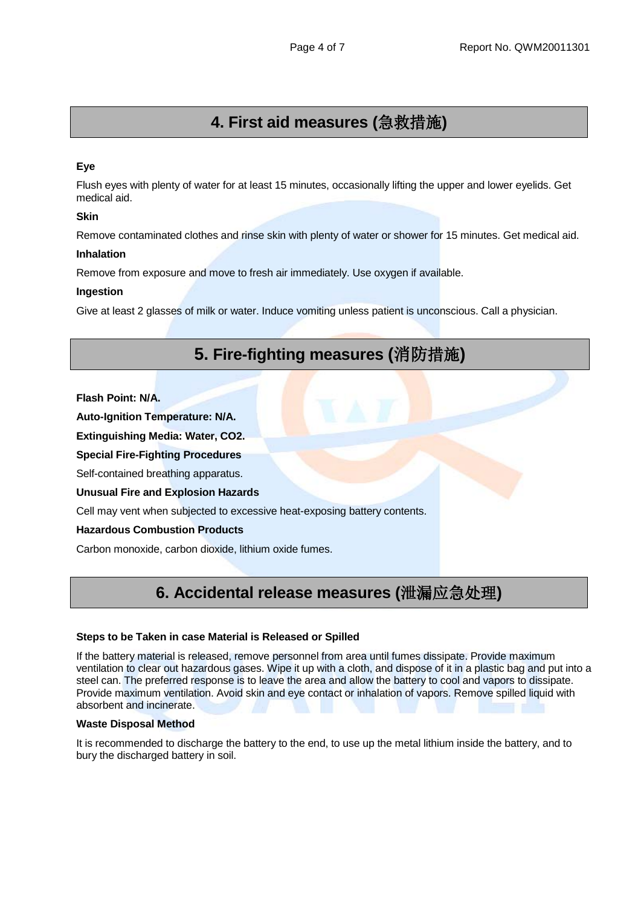## 4. First aid measures (急救措施)

**Eye**

Flush eyes with plenty of water for at least 15 minutes, occasionally lifting the upper and lower eyelids. Get medical aid.

**Skin**

Remove contaminated clothes and rinse skin with plenty of water or shower for 15 minutes. Get medical aid.

**Inhalation**

Remove from exposure and move to fresh air immediately. Use oxygen if available.

**Ingestion**

Give at least 2 glasses of milk or water. Induce vomiting unless patient is unconscious. Call a physician.

## 5. Fire-fighting measures (消防措施)

**Flash Point: N/A.**

**Auto-Ignition Temperature: N/A.**

**Extinguishing Media: Water, $CO_2$.**

**Special Fire-Fighting Procedures**

Self-contained breathing apparatus.

**Unusual Fire and Explosion Hazards**

Cell may vent when subjected to excessive heat-exposing battery contents.

**Hazardous Combustion Products**

Carbon monoxide, carbon dioxide, lithium oxide fumes.

## 6. Accidental release measures (泄漏应急处理)

**Steps to be Taken in case Material is Released or Spilled**

If the battery material is released, remove personnel from area until fumes dissipate. Provide maximum ventilation to clear out hazardous gases. Wipe it up with a cloth, and dispose of it in a plastic bag and put into a steel can. The preferred response is to leave the area and allow the battery to cool and vapors to dissipate. Provide maximum ventilation. Avoid skin and eye contact or inhalation of vapors. Remove spilled liquid with absorbent and incinerate.

**Waste Disposal Method**

It is recommended to discharge the battery to the end, to use up the metal lithium inside the battery, and to bury the discharged battery in soil.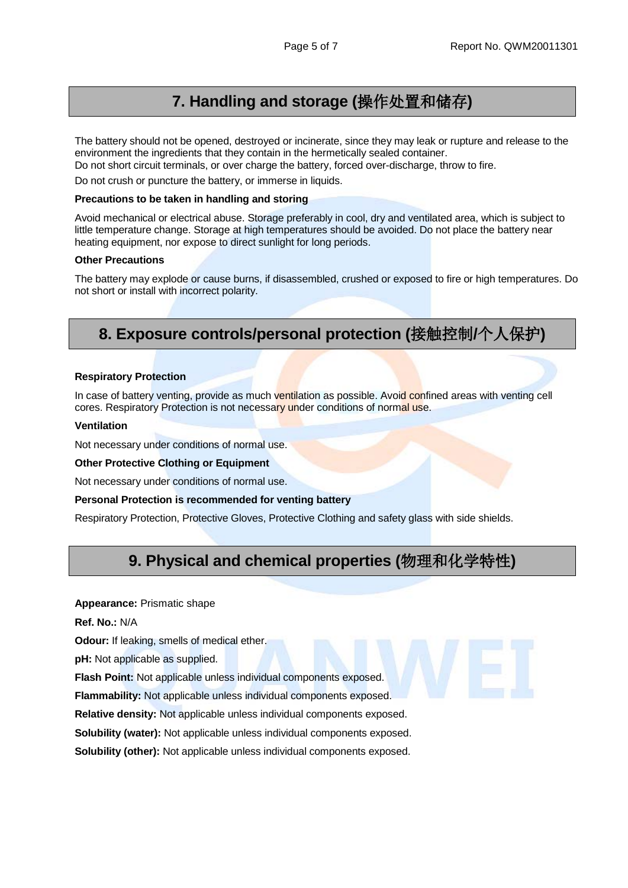## 7. Handling and storage (操作处置和储存)

The battery should not be opened, destroyed or incinerate, since they may leak or rupture and release to the environment the ingredients that they contain in the hermetically sealed container.

Do not short circuit terminals, or over charge the battery, forced over-discharge, throw to fire.

Do not crush or puncture the battery, or immerse in liquids.

**Precautions to be taken in handling and storing**

Avoid mechanical or electrical abuse. Storage preferably in cool, dry and ventilated area, which is subject to little temperature change. Storage at high temperatures should be avoided. Do not place the battery near heating equipment, nor expose to direct sunlight for long periods.

**Other Precautions**

The battery may explode or cause burns, if disassembled, crushed or exposed to fire or high temperatures. Do not short or install with incorrect polarity.

## 8. Exposure controls/personal protection (接触控制/个人保护)

**Respiratory Protection**

In case of battery venting, provide as much ventilation as possible. Avoid confined areas with venting cell cores. Respiratory Protection is not necessary under conditions of normal use.

**Ventilation**

Not necessary under conditions of normal use.

**Other Protective Clothing or Equipment**

Not necessary under conditions of normal use.

**Personal Protection is recommended for venting battery**

Respiratory Protection, Protective Gloves, Protective Clothing and safety glass with side shields.

## 9. Physical and chemical properties (物理和化学特性)

**Appearance:** Prismatic shape

**Ref. No.:** N/A

**Odour:** If leaking, smells of medical ether.

**pH:** Not applicable as supplied.

**Flash Point:** Not applicable unless individual components exposed.

**Flammability:** Not applicable unless individual components exposed.

**Relative density:** Not applicable unless individual components exposed.

**Solubility (water):** Not applicable unless individual components exposed.

**Solubility (other):** Not applicable unless individual components exposed.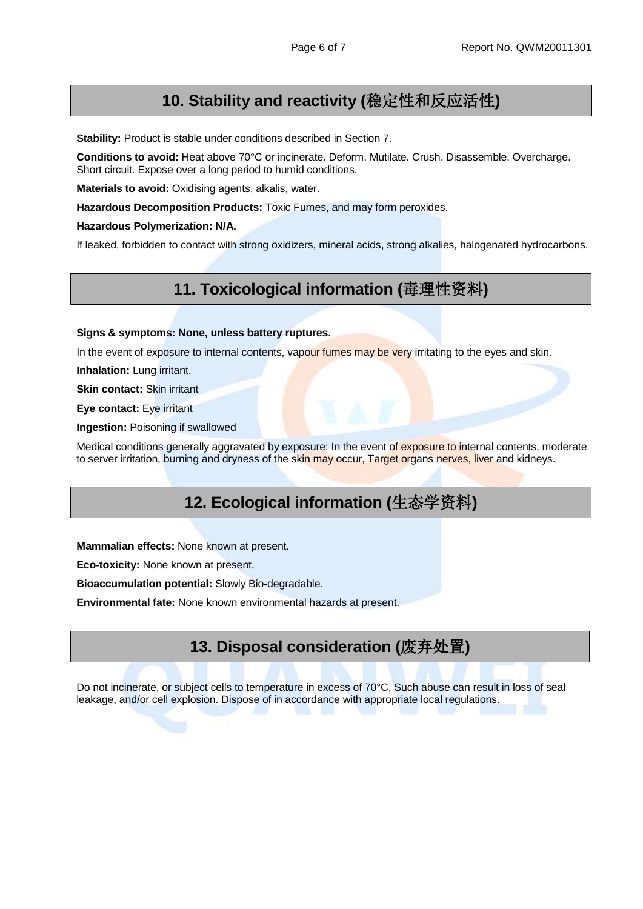## 10. Stability and reactivity (稳定性和反应活性)

**Stability:** Product is stable under conditions described in Section 7.

**Conditions to avoid:** Heat above 70°C or incinerate. Deform. Mutilate. Crush. Disassemble. Overcharge. Short circuit. Expose over a long period to humid conditions.

**Materials to avoid:** Oxidising agents, alkalis, water.

**Hazardous Decomposition Products:** Toxic Fumes, and may form peroxides.

**Hazardous Polymerization: N/A.**

If leaked, forbidden to contact with strong oxidizers, mineral acids, strong alkalies, halogenated hydrocarbons.

## 11. Toxicological information (毒理性资料)

**Signs & symptoms: None, unless battery ruptures.**

In the event of exposure to internal contents, vapour fumes may be very irritating to the eyes and skin.

**Inhalation:** Lung irritant.

**Skin contact:** Skin irritant

**Eye contact:** Eye irritant

**Ingestion:** Poisoning if swallowed

Medical conditions generally aggravated by exposure: In the event of exposure to internal contents, moderate to server irritation, burning and dryness of the skin may occur, Target organs nerves, liver and kidneys.

## 12. Ecological information (生态学资料)

**Mammalian effects:** None known at present.

**Eco-toxicity:** None known at present.

**Bioaccumulation potential:** Slowly Bio-degradable.

**Environmental fate:** None known environmental hazards at present.

## 13. Disposal consideration (废弃处置)

Do not incinerate, or subject cells to temperature in excess of 70°C, Such abuse can result in loss of seal leakage, and/or cell explosion. Dispose of in accordance with appropriate local regulations.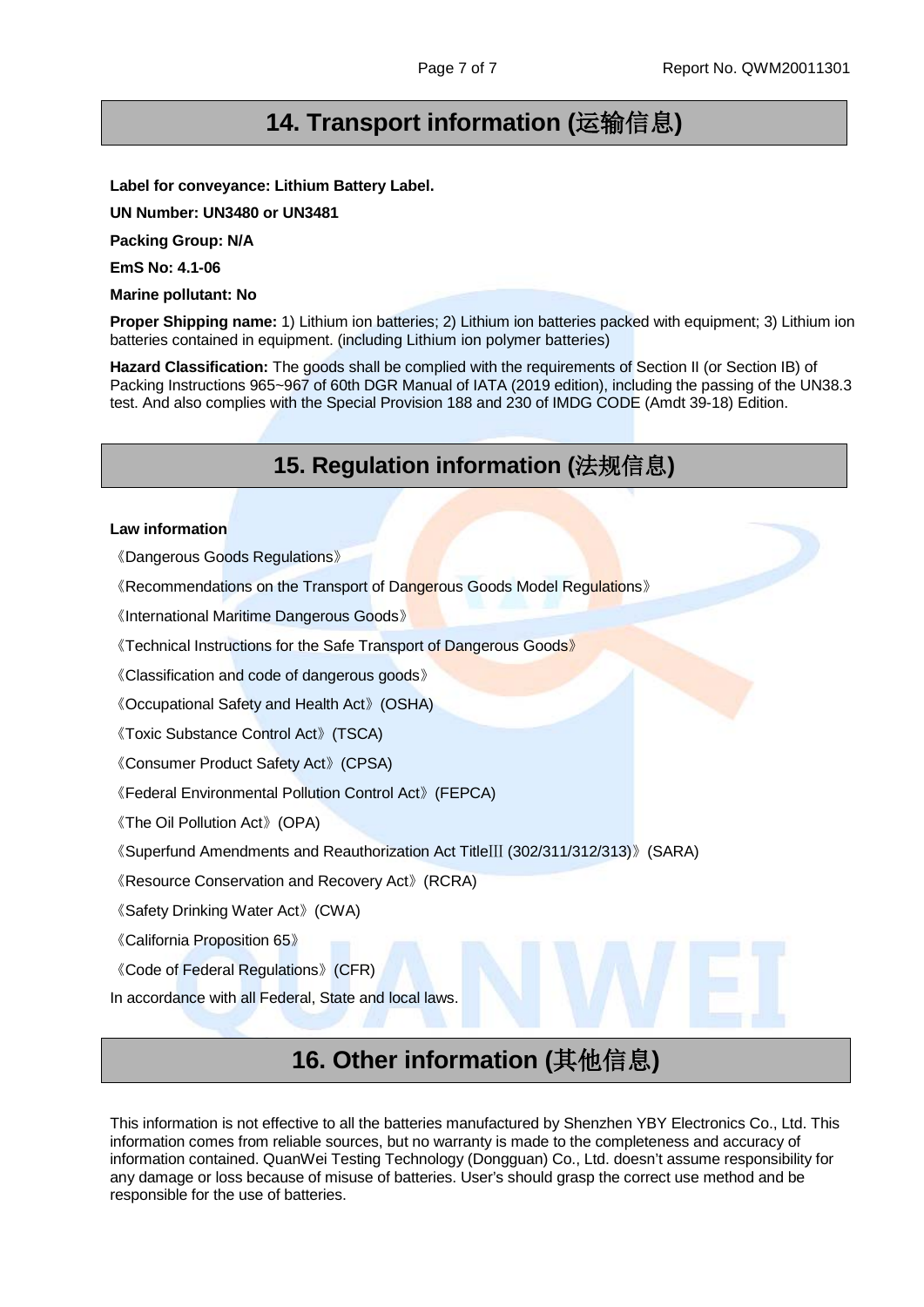## 14. Transport information (运输信息)

**Label for conveyance: Lithium Battery Label.**

**UN Number: UN3480 or UN3481**

**Packing Group: N/A**

**EmS No: 4.1-06**

**Marine pollutant: No**

**Proper Shipping name:** 1) Lithium ion batteries; 2) Lithium ion batteries packed with equipment; 3) Lithium ion batteries contained in equipment. (including Lithium ion polymer batteries)

**Hazard Classification:** The goods shall be complied with the requirements of Section II (or Section IB) of Packing Instructions 965~967 of 60th DGR Manual of IATA (2019 edition), including the passing of the UN38.3 test. And also complies with the Special Provision 188 and 230 of IMDG CODE (Amdt 39-18) Edition.

## 15. Regulation information (法规信息)

**Law information**

《Dangerous Goods Regulations》

《Recommendations on the Transport of Dangerous Goods Model Regulations》

《International Maritime Dangerous Goods》

《Technical Instructions for the Safe Transport of Dangerous Goods》

《Classification and code of dangerous goods》

《Occupational Safety and Health Act》(OSHA)

《Toxic Substance Control Act》(TSCA)

《Consumer Product Safety Act》(CPSA)

《Federal Environmental Pollution Control Act》(FEPCA)

《The Oil Pollution Act》(OPA)

《Superfund Amendments and Reauthorization Act TitleⅢ (302/311/312/313)》(SARA)

《Resource Conservation and Recovery Act》(RCRA)

《Safety Drinking Water Act》(CWA)

《California Proposition 65》

《Code of Federal Regulations》(CFR)

In accordance with all Federal, State and local laws.

## 16. Other information (其他信息)

This information is not effective to all the batteries manufactured by Shenzhen YBY Electronics Co., Ltd. This information comes from reliable sources, but no warranty is made to the completeness and accuracy of information contained. QuanWei Testing Technology (Dongguan) Co., Ltd. doesn't assume responsibility for any damage or loss because of misuse of batteries. User's should grasp the correct use method and be responsible for the use of batteries.